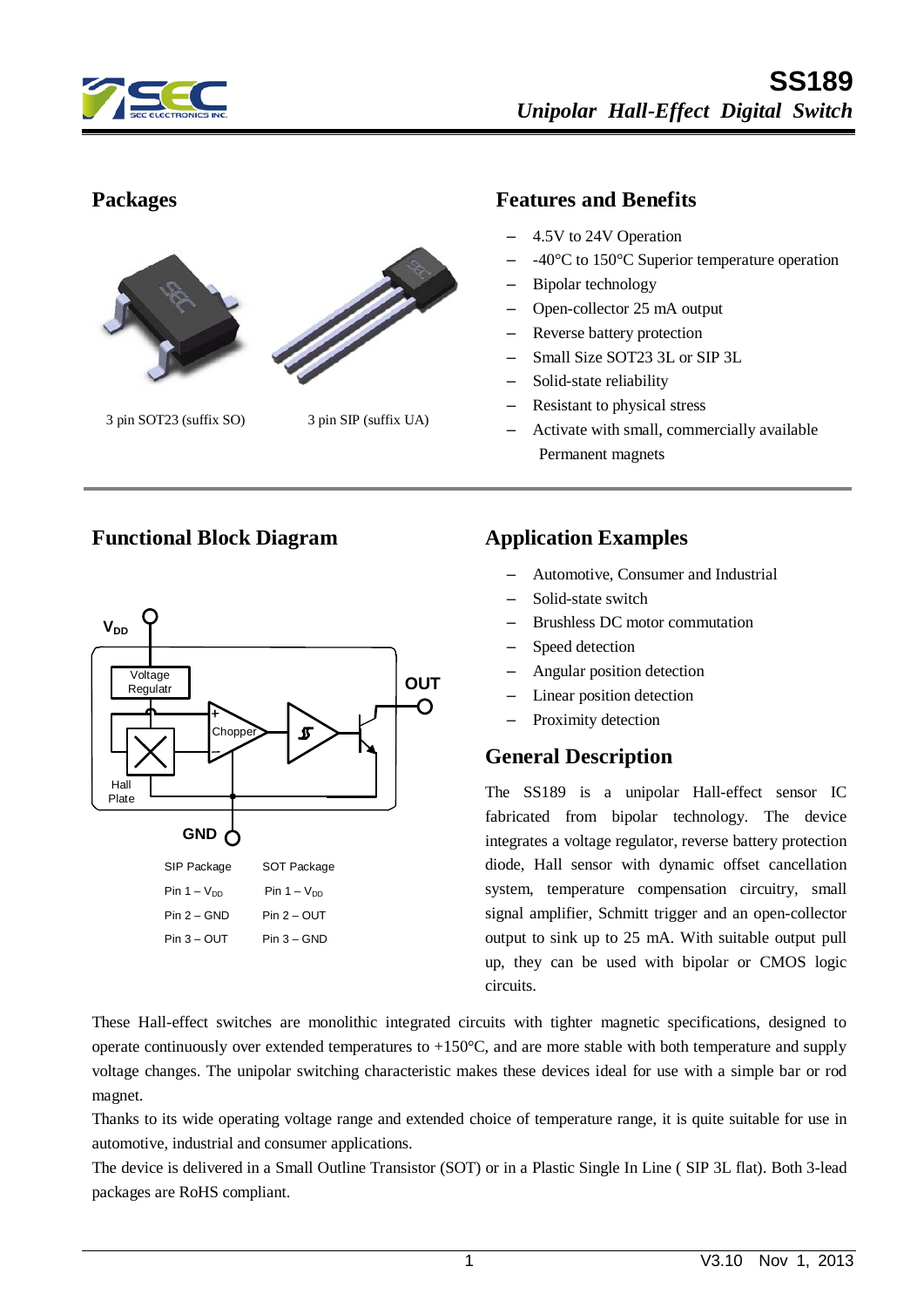# SS189

*Unipolar Hall-Effect Digital Switch*

## Packages

3 pin SOT23 (suffix SO) 3 pin SIP (suffix UA)

## Features and Benefits

- 4.5V to 24V Operation
- -40°C to 150°C Superior temperature operation
- Bipolar technology
- Open-collector 25 mA output
- Reverse battery protection
- Small Size SOT23 3L or SIP 3L
- Solid-state reliability
- Resistant to physical stress
- Activate with small, commercially available Permanent magnets

## Functional Block Diagram

| SIP Package | SOT Package |
|---|---|
| Pin 1 – $V_{DD}$ | Pin 1 – $V_{DD}$ |
| Pin 2 – GND | Pin 2 – OUT |
| Pin 3 – OUT | Pin 3 – GND |

## Application Examples

- Automotive, Consumer and Industrial
- Solid-state switch
- Brushless DC motor commutation
- Speed detection
- Angular position detection
- Linear position detection
- Proximity detection

## General Description

The SS189 is a unipolar Hall-effect sensor IC fabricated from bipolar technology. The device integrates a voltage regulator, reverse battery protection diode, Hall sensor with dynamic offset cancellation system, temperature compensation circuitry, small signal amplifier, Schmitt trigger and an open-collector output to sink up to 25 mA. With suitable output pull up, they can be used with bipolar or CMOS logic circuits.

These Hall-effect switches are monolithic integrated circuits with tighter magnetic specifications, designed to operate continuously over extended temperatures to +150°C, and are more stable with both temperature and supply voltage changes. The unipolar switching characteristic makes these devices ideal for use with a simple bar or rod magnet.

Thanks to its wide operating voltage range and extended choice of temperature range, it is quite suitable for use in automotive, industrial and consumer applications.

The device is delivered in a Small Outline Transistor (SOT) or in a Plastic Single In Line ( SIP 3L flat). Both 3-lead packages are RoHS compliant.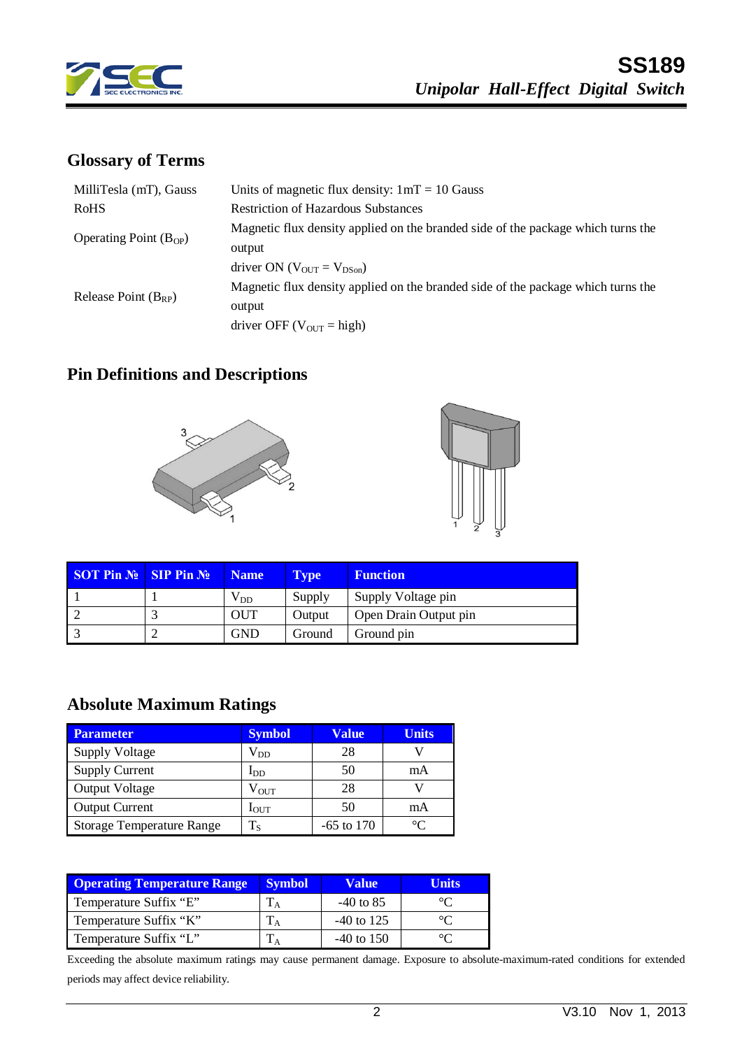## Glossary of Terms

| | |
|---|---|
| MilliTesla (mT), Gauss | Units of magnetic flux density: 1mT = 10 Gauss |
| RoHS | Restriction of Hazardous Substances |
| Operating Point ($B_{OP}$) | Magnetic flux density applied on the branded side of the package which turns the output driver ON ($V_{OUT} = V_{DSon}$) |
| Release Point ($B_{RP}$) | Magnetic flux density applied on the branded side of the package which turns the output driver OFF ($V_{OUT}$ = high) |

## Pin Definitions and Descriptions

| SOT Pin № | SIP Pin № | Name | Type | Function |
|---|---|---|---|---|
| 1 | 1 | $V_{DD}$ | Supply | Supply Voltage pin |
| 2 | 3 | OUT | Output | Open Drain Output pin |
| 3 | 2 | GND | Ground | Ground pin |

## Absolute Maximum Ratings

| Parameter | Symbol | Value | Units |
|---|---|---|---|
| Supply Voltage | $V_{DD}$ | 28 | V |
| Supply Current | $I_{DD}$ | 50 | mA |
| Output Voltage | $V_{OUT}$ | 28 | V |
| Output Current | $I_{OUT}$ | 50 | mA |
| Storage Temperature Range | $T_S$ | -65 to 170 | °C |

| Operating Temperature Range | Symbol | Value | Units |
|---|---|---|---|
| Temperature Suffix "E" | $T_A$ | -40 to 85 | °C |
| Temperature Suffix "K" | $T_A$ | -40 to 125 | °C |
| Temperature Suffix "L" | $T_A$ | -40 to 150 | °C |

Exceeding the absolute maximum ratings may cause permanent damage. Exposure to absolute-maximum-rated conditions for extended periods may affect device reliability.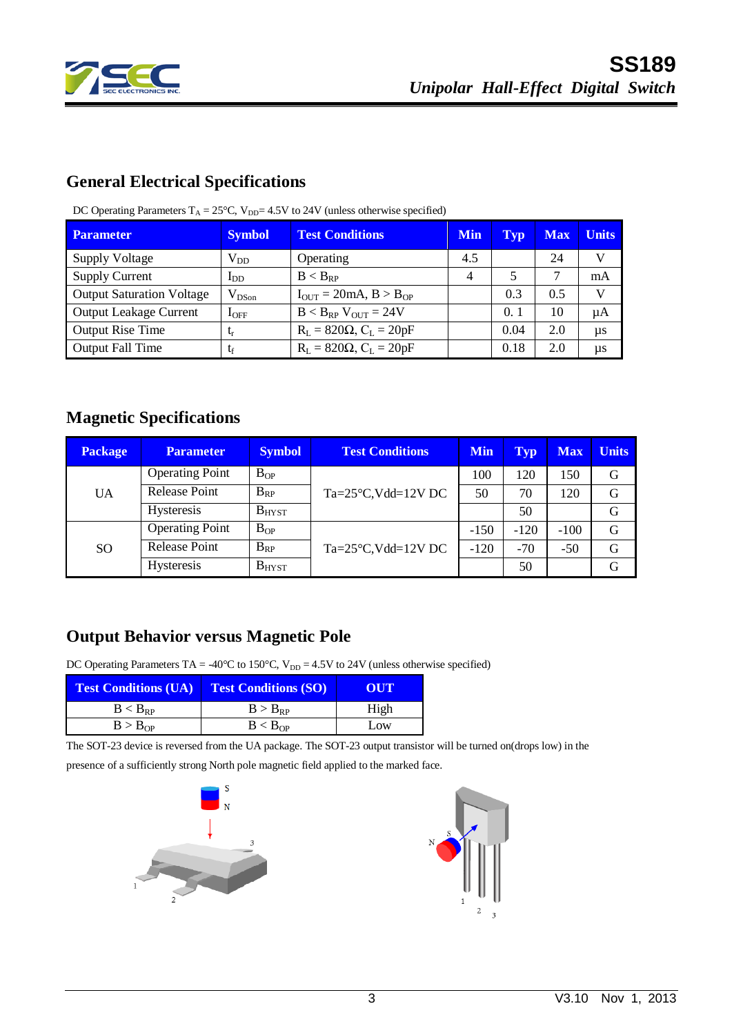## General Electrical Specifications

DC Operating Parameters $T_A$ = 25°C, $V_{DD}$= 4.5V to 24V (unless otherwise specified)

| Parameter | Symbol | Test Conditions | Min | Typ | Max | Units |
|---|---|---|---|---|---|---|
| Supply Voltage | $V_{DD}$ | Operating | 4.5 | | 24 | V |
| Supply Current | $I_{DD}$ | $B < B_{RP}$ | 4 | 5 | 7 | mA |
| Output Saturation Voltage | $V_{DSon}$ | $I_{OUT}$ = 20mA, $B > B_{OP}$ | | 0.3 | 0.5 | V |
| Output Leakage Current | $I_{OFF}$ | $B < B_{RP}$ $V_{OUT}$ = 24V | | 0. 1 | 10 | μA |
| Output Rise Time | $t_r$ | $R_L$ = 820Ω, $C_L$ = 20pF | | 0.04 | 2.0 | μs |
| Output Fall Time | $t_f$ | $R_L$ = 820Ω, $C_L$ = 20pF | | 0.18 | 2.0 | μs |

## Magnetic Specifications

| Package | Parameter | Symbol | Test Conditions | Min | Typ | Max | Units |
|---|---|---|---|---|---|---|---|
| UA | Operating Point | $B_{OP}$ | Ta=25°C,Vdd=12V DC | 100 | 120 | 150 | G |
| | Release Point | $B_{RP}$ | | 50 | 70 | 120 | G |
| | Hysteresis | $B_{HYST}$ | | | 50 | | G |
| SO | Operating Point | $B_{OP}$ | Ta=25°C,Vdd=12V DC | -150 | -120 | -100 | G |
| | Release Point | $B_{RP}$ | | -120 | -70 | -50 | G |
| | Hysteresis | $B_{HYST}$ | | | 50 | | G |

## Output Behavior versus Magnetic Pole

DC Operating Parameters TA = -40°C to 150°C, $V_{DD}$ = 4.5V to 24V (unless otherwise specified)

| Test Conditions (UA) | Test Conditions (SO) | OUT |
|---|---|---|
| $B < B_{RP}$ | $B > B_{RP}$ | High |
| $B > B_{OP}$ | $B < B_{OP}$ | Low |

The SOT-23 device is reversed from the UA package. The SOT-23 output transistor will be turned on(drops low) in the presence of a sufficiently strong North pole magnetic field applied to the marked face.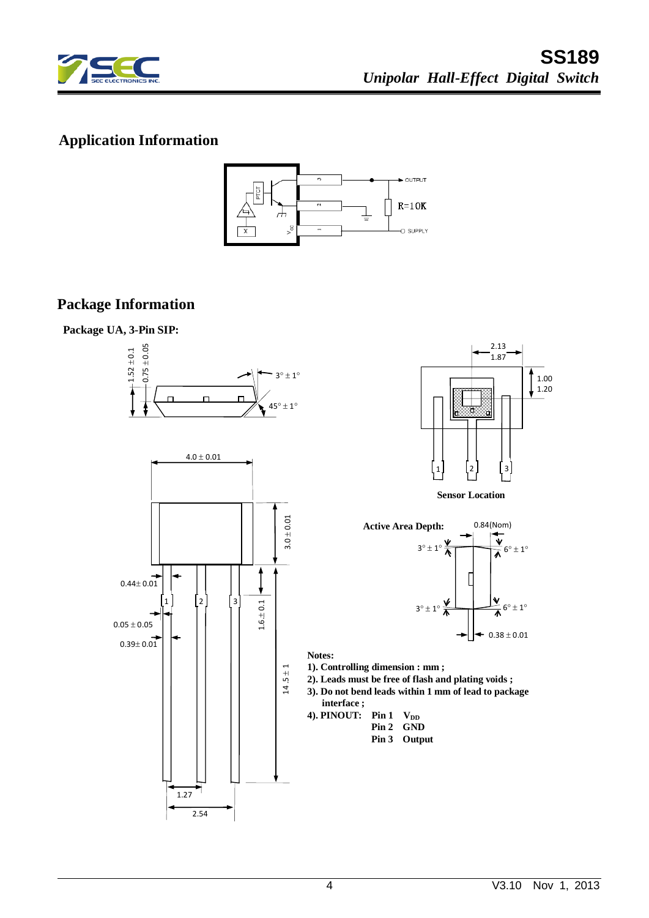## Application Information

## Package Information

**Package UA, 3-Pin SIP:**

**Sensor Location**

**Active Area Depth:**

**Notes:**

**1). Controlling dimension : mm ;**

**2). Leads must be free of flash and plating voids ;**

**3). Do not bend leads within 1 mm of lead to package interface ;**

**4). PINOUT:**

| | | |
|---|---|---|
| **Pin 1** | **$V_{DD}$** |
| **Pin 2** | **GND** |
| **Pin 3** | **Output** |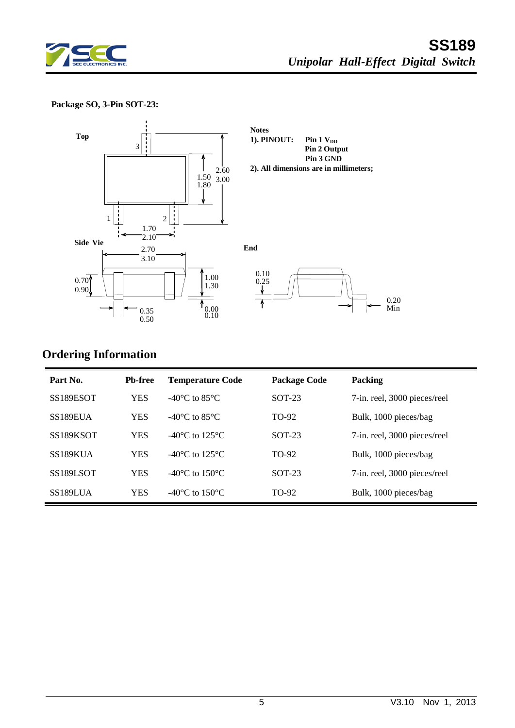**Package SO, 3-Pin SOT-23:**

Top

3

1.50
1.80

2.60
3.00

1 2

1.70
2.10

Side Vie

2.70
3.10

0.70
0.90

1.00
1.30

0.35
0.50

0.00
0.10

**Notes**

**1). PINOUT:** **Pin 1 $V_{DD}$**
**Pin 2 Output**
**Pin 3 GND**

**2). All dimensions are in millimeters;**

**End**

0.10
0.25

0.20
Min

## Ordering Information

| Part No. | Pb-free | Temperature Code | Package Code | Packing |
|---|---|---|---|---|
| SS189ESOT | YES | -40°C to 85°C | SOT-23 | 7-in. reel, 3000 pieces/reel |
| SS189EUA | YES | -40°C to 85°C | TO-92 | Bulk, 1000 pieces/bag |
| SS189KSOT | YES | -40°C to 125°C | SOT-23 | 7-in. reel, 3000 pieces/reel |
| SS189KUA | YES | -40°C to 125°C | TO-92 | Bulk, 1000 pieces/bag |
| SS189LSOT | YES | -40°C to 150°C | SOT-23 | 7-in. reel, 3000 pieces/reel |
| SS189LUA | YES | -40°C to 150°C | TO-92 | Bulk, 1000 pieces/bag |